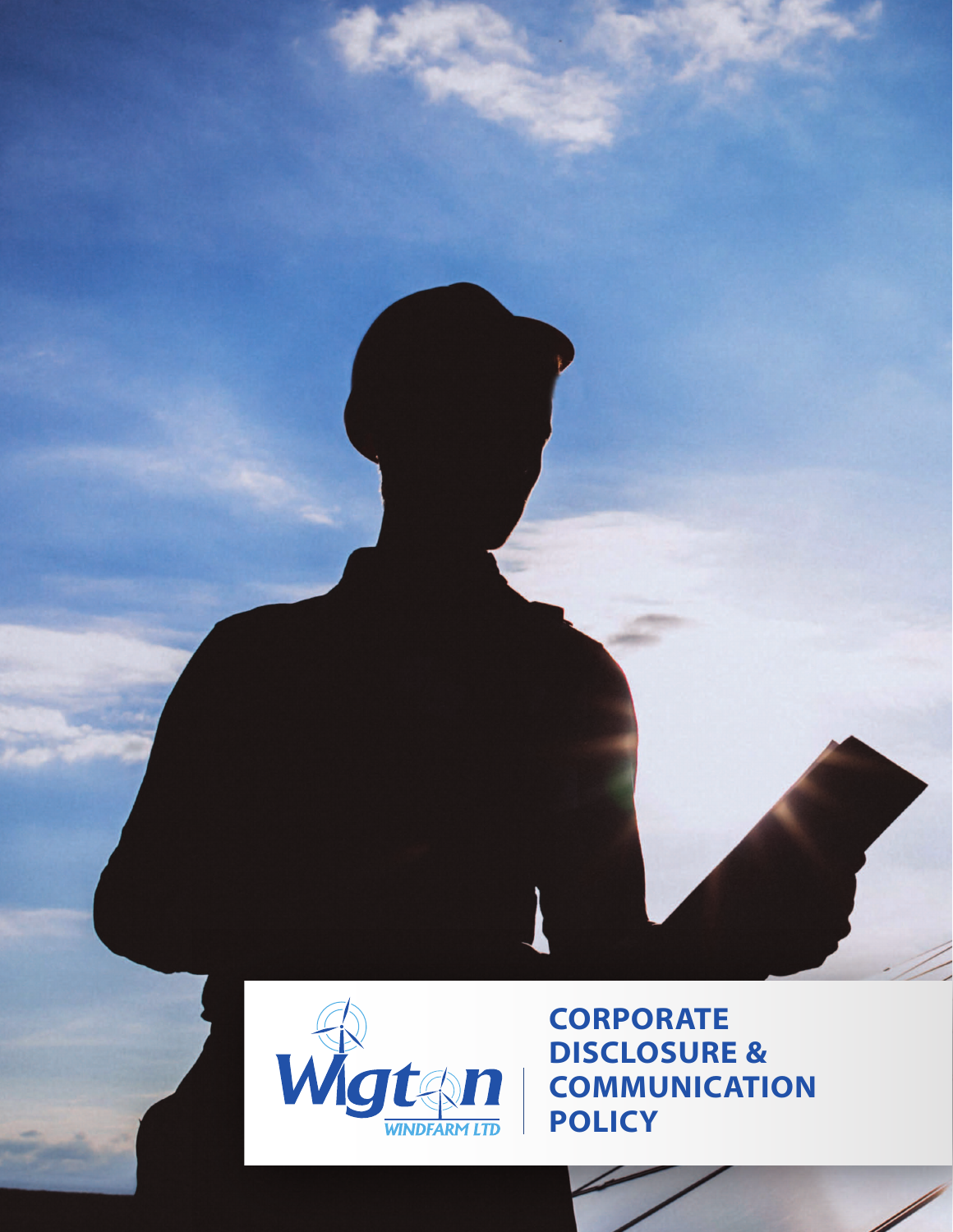Wigton WINDFARM LTD

# CORPORATE DISCLOSURE & COMMUNICATION POLICY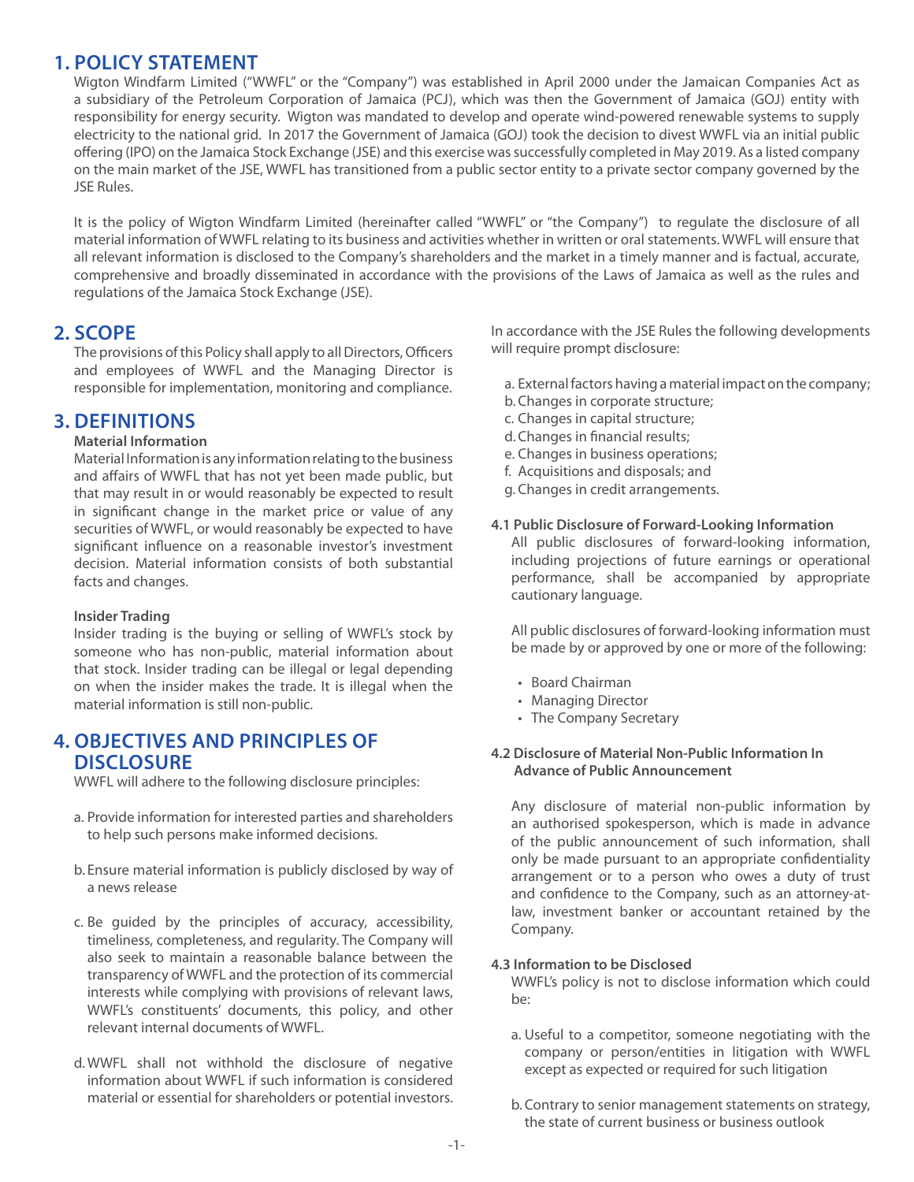## 1. POLICY STATEMENT

Wigton Windfarm Limited ("WWFL" or the "Company") was established in April 2000 under the Jamaican Companies Act as a subsidiary of the Petroleum Corporation of Jamaica (PCJ), which was then the Government of Jamaica (GOJ) entity with responsibility for energy security. Wigton was mandated to develop and operate wind-powered renewable systems to supply electricity to the national grid. In 2017 the Government of Jamaica (GOJ) took the decision to divest WWFL via an initial public offering (IPO) on the Jamaica Stock Exchange (JSE) and this exercise was successfully completed in May 2019. As a listed company on the main market of the JSE, WWFL has transitioned from a public sector entity to a private sector company governed by the JSE Rules.

It is the policy of Wigton Windfarm Limited (hereinafter called "WWFL" or "the Company") to regulate the disclosure of all material information of WWFL relating to its business and activities whether in written or oral statements. WWFL will ensure that all relevant information is disclosed to the Company's shareholders and the market in a timely manner and is factual, accurate, comprehensive and broadly disseminated in accordance with the provisions of the Laws of Jamaica as well as the rules and regulations of the Jamaica Stock Exchange (JSE).

## 2. SCOPE

The provisions of this Policy shall apply to all Directors, Officers and employees of WWFL and the Managing Director is responsible for implementation, monitoring and compliance.

## 3. DEFINITIONS

**Material Information**

Material Information is any information relating to the business and affairs of WWFL that has not yet been made public, but that may result in or would reasonably be expected to result in significant change in the market price or value of any securities of WWFL, or would reasonably be expected to have significant influence on a reasonable investor's investment decision. Material information consists of both substantial facts and changes.

**Insider Trading**

Insider trading is the buying or selling of WWFL's stock by someone who has non-public, material information about that stock. Insider trading can be illegal or legal depending on when the insider makes the trade. It is illegal when the material information is still non-public.

## 4. OBJECTIVES AND PRINCIPLES OF DISCLOSURE

WWFL will adhere to the following disclosure principles:

a. Provide information for interested parties and shareholders to help such persons make informed decisions.

b. Ensure material information is publicly disclosed by way of a news release

c. Be guided by the principles of accuracy, accessibility, timeliness, completeness, and regularity. The Company will also seek to maintain a reasonable balance between the transparency of WWFL and the protection of its commercial interests while complying with provisions of relevant laws, WWFL's constituents' documents, this policy, and other relevant internal documents of WWFL.

d. WWFL shall not withhold the disclosure of negative information about WWFL if such information is considered material or essential for shareholders or potential investors.

In accordance with the JSE Rules the following developments will require prompt disclosure:

a. External factors having a material impact on the company;
b. Changes in corporate structure;
c. Changes in capital structure;
d. Changes in financial results;
e. Changes in business operations;
f. Acquisitions and disposals; and
g. Changes in credit arrangements.

### 4.1 Public Disclosure of Forward-Looking Information

All public disclosures of forward-looking information, including projections of future earnings or operational performance, shall be accompanied by appropriate cautionary language.

All public disclosures of forward-looking information must be made by or approved by one or more of the following:

- Board Chairman
- Managing Director
- The Company Secretary

### 4.2 Disclosure of Material Non-Public Information In Advance of Public Announcement

Any disclosure of material non-public information by an authorised spokesperson, which is made in advance of the public announcement of such information, shall only be made pursuant to an appropriate confidentiality arrangement or to a person who owes a duty of trust and confidence to the Company, such as an attorney-at-law, investment banker or accountant retained by the Company.

### 4.3 Information to be Disclosed

WWFL's policy is not to disclose information which could be:

a. Useful to a competitor, someone negotiating with the company or person/entities in litigation with WWFL except as expected or required for such litigation

b. Contrary to senior management statements on strategy, the state of current business or business outlook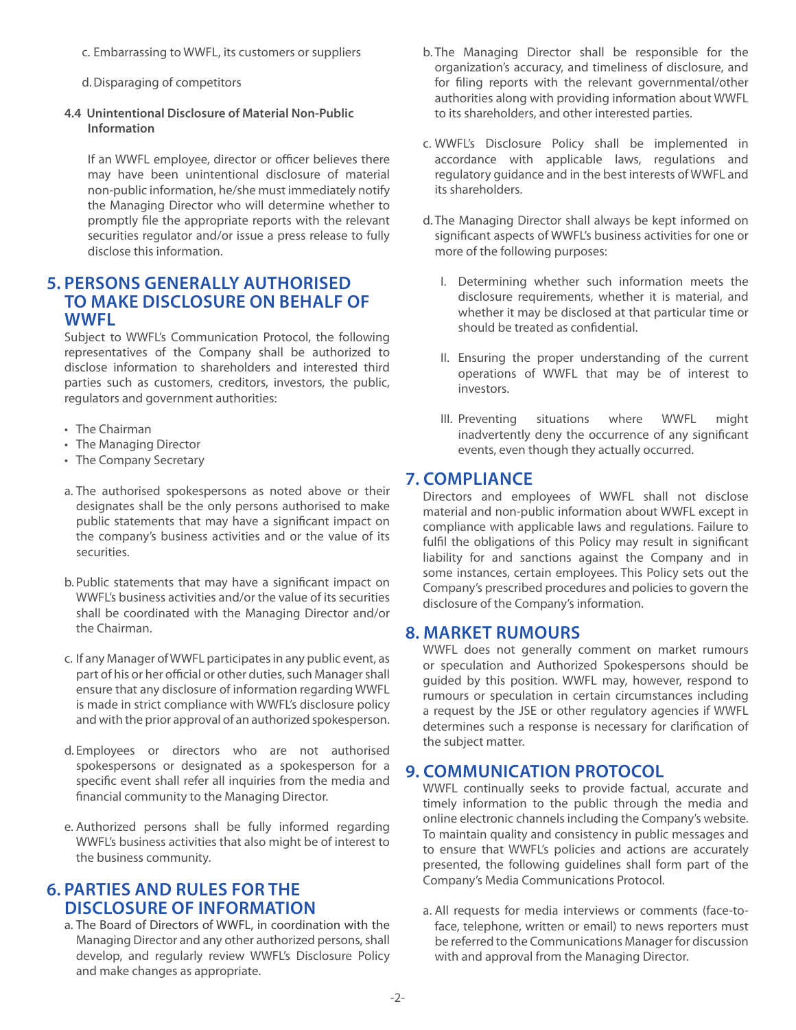c. Embarrassing to WWFL, its customers or suppliers

d. Disparaging of competitors

**4.4 Unintentional Disclosure of Material Non-Public Information**

If an WWFL employee, director or officer believes there may have been unintentional disclosure of material non-public information, he/she must immediately notify the Managing Director who will determine whether to promptly file the appropriate reports with the relevant securities regulator and/or issue a press release to fully disclose this information.

## 5. PERSONS GENERALLY AUTHORISED TO MAKE DISCLOSURE ON BEHALF OF WWFL

Subject to WWFL's Communication Protocol, the following representatives of the Company shall be authorized to disclose information to shareholders and interested third parties such as customers, creditors, investors, the public, regulators and government authorities:

- The Chairman
- The Managing Director
- The Company Secretary

a. The authorised spokespersons as noted above or their designates shall be the only persons authorised to make public statements that may have a significant impact on the company's business activities and or the value of its securities.

b. Public statements that may have a significant impact on WWFL's business activities and/or the value of its securities shall be coordinated with the Managing Director and/or the Chairman.

c. If any Manager of WWFL participates in any public event, as part of his or her official or other duties, such Manager shall ensure that any disclosure of information regarding WWFL is made in strict compliance with WWFL's disclosure policy and with the prior approval of an authorized spokesperson.

d. Employees or directors who are not authorised spokespersons or designated as a spokesperson for a specific event shall refer all inquiries from the media and financial community to the Managing Director.

e. Authorized persons shall be fully informed regarding WWFL's business activities that also might be of interest to the business community.

## 6. PARTIES AND RULES FOR THE DISCLOSURE OF INFORMATION

a. The Board of Directors of WWFL, in coordination with the Managing Director and any other authorized persons, shall develop, and regularly review WWFL's Disclosure Policy and make changes as appropriate.

b. The Managing Director shall be responsible for the organization's accuracy, and timeliness of disclosure, and for filing reports with the relevant governmental/other authorities along with providing information about WWFL to its shareholders, and other interested parties.

c. WWFL's Disclosure Policy shall be implemented in accordance with applicable laws, regulations and regulatory guidance and in the best interests of WWFL and its shareholders.

d. The Managing Director shall always be kept informed on significant aspects of WWFL's business activities for one or more of the following purposes:

I. Determining whether such information meets the disclosure requirements, whether it is material, and whether it may be disclosed at that particular time or should be treated as confidential.

II. Ensuring the proper understanding of the current operations of WWFL that may be of interest to investors.

III. Preventing situations where WWFL might inadvertently deny the occurrence of any significant events, even though they actually occurred.

## 7. COMPLIANCE

Directors and employees of WWFL shall not disclose material and non-public information about WWFL except in compliance with applicable laws and regulations. Failure to fulfil the obligations of this Policy may result in significant liability for and sanctions against the Company and in some instances, certain employees. This Policy sets out the Company's prescribed procedures and policies to govern the disclosure of the Company's information.

## 8. MARKET RUMOURS

WWFL does not generally comment on market rumours or speculation and Authorized Spokespersons should be guided by this position. WWFL may, however, respond to rumours or speculation in certain circumstances including a request by the JSE or other regulatory agencies if WWFL determines such a response is necessary for clarification of the subject matter.

## 9. COMMUNICATION PROTOCOL

WWFL continually seeks to provide factual, accurate and timely information to the public through the media and online electronic channels including the Company's website. To maintain quality and consistency in public messages and to ensure that WWFL's policies and actions are accurately presented, the following guidelines shall form part of the Company's Media Communications Protocol.

a. All requests for media interviews or comments (face-to-face, telephone, written or email) to news reporters must be referred to the Communications Manager for discussion with and approval from the Managing Director.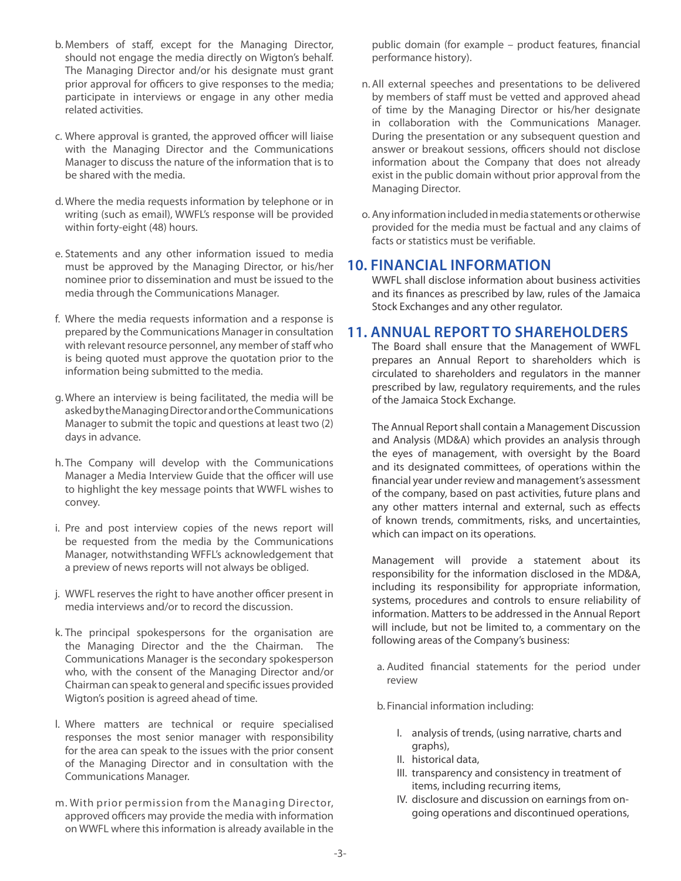b. Members of staff, except for the Managing Director, should not engage the media directly on Wigton's behalf. The Managing Director and/or his designate must grant prior approval for officers to give responses to the media; participate in interviews or engage in any other media related activities.

c. Where approval is granted, the approved officer will liaise with the Managing Director and the Communications Manager to discuss the nature of the information that is to be shared with the media.

d. Where the media requests information by telephone or in writing (such as email), WWFL's response will be provided within forty-eight (48) hours.

e. Statements and any other information issued to media must be approved by the Managing Director, or his/her nominee prior to dissemination and must be issued to the media through the Communications Manager.

f. Where the media requests information and a response is prepared by the Communications Manager in consultation with relevant resource personnel, any member of staff who is being quoted must approve the quotation prior to the information being submitted to the media.

g. Where an interview is being facilitated, the media will be asked by the Managing Director and or the Communications Manager to submit the topic and questions at least two (2) days in advance.

h. The Company will develop with the Communications Manager a Media Interview Guide that the officer will use to highlight the key message points that WWFL wishes to convey.

i. Pre and post interview copies of the news report will be requested from the media by the Communications Manager, notwithstanding WFFL's acknowledgement that a preview of news reports will not always be obliged.

j. WWFL reserves the right to have another officer present in media interviews and/or to record the discussion.

k. The principal spokespersons for the organisation are the Managing Director and the the Chairman. The Communications Manager is the secondary spokesperson who, with the consent of the Managing Director and/or Chairman can speak to general and specific issues provided Wigton's position is agreed ahead of time.

l. Where matters are technical or require specialised responses the most senior manager with responsibility for the area can speak to the issues with the prior consent of the Managing Director and in consultation with the Communications Manager.

m. With prior permission from the Managing Director, approved officers may provide the media with information on WWFL where this information is already available in the public domain (for example – product features, financial performance history).

n. All external speeches and presentations to be delivered by members of staff must be vetted and approved ahead of time by the Managing Director or his/her designate in collaboration with the Communications Manager. During the presentation or any subsequent question and answer or breakout sessions, officers should not disclose information about the Company that does not already exist in the public domain without prior approval from the Managing Director.

o. Any information included in media statements or otherwise provided for the media must be factual and any claims of facts or statistics must be verifiable.

## 10. FINANCIAL INFORMATION

WWFL shall disclose information about business activities and its finances as prescribed by law, rules of the Jamaica Stock Exchanges and any other regulator.

## 11. ANNUAL REPORT TO SHAREHOLDERS

The Board shall ensure that the Management of WWFL prepares an Annual Report to shareholders which is circulated to shareholders and regulators in the manner prescribed by law, regulatory requirements, and the rules of the Jamaica Stock Exchange.

The Annual Report shall contain a Management Discussion and Analysis (MD&A) which provides an analysis through the eyes of management, with oversight by the Board and its designated committees, of operations within the financial year under review and management's assessment of the company, based on past activities, future plans and any other matters internal and external, such as effects of known trends, commitments, risks, and uncertainties, which can impact on its operations.

Management will provide a statement about its responsibility for the information disclosed in the MD&A, including its responsibility for appropriate information, systems, procedures and controls to ensure reliability of information. Matters to be addressed in the Annual Report will include, but not be limited to, a commentary on the following areas of the Company's business:

a. Audited financial statements for the period under review

b. Financial information including:

   I. analysis of trends, (using narrative, charts and graphs),
   II. historical data,
   III. transparency and consistency in treatment of items, including recurring items,
   IV. disclosure and discussion on earnings from on-going operations and discontinued operations,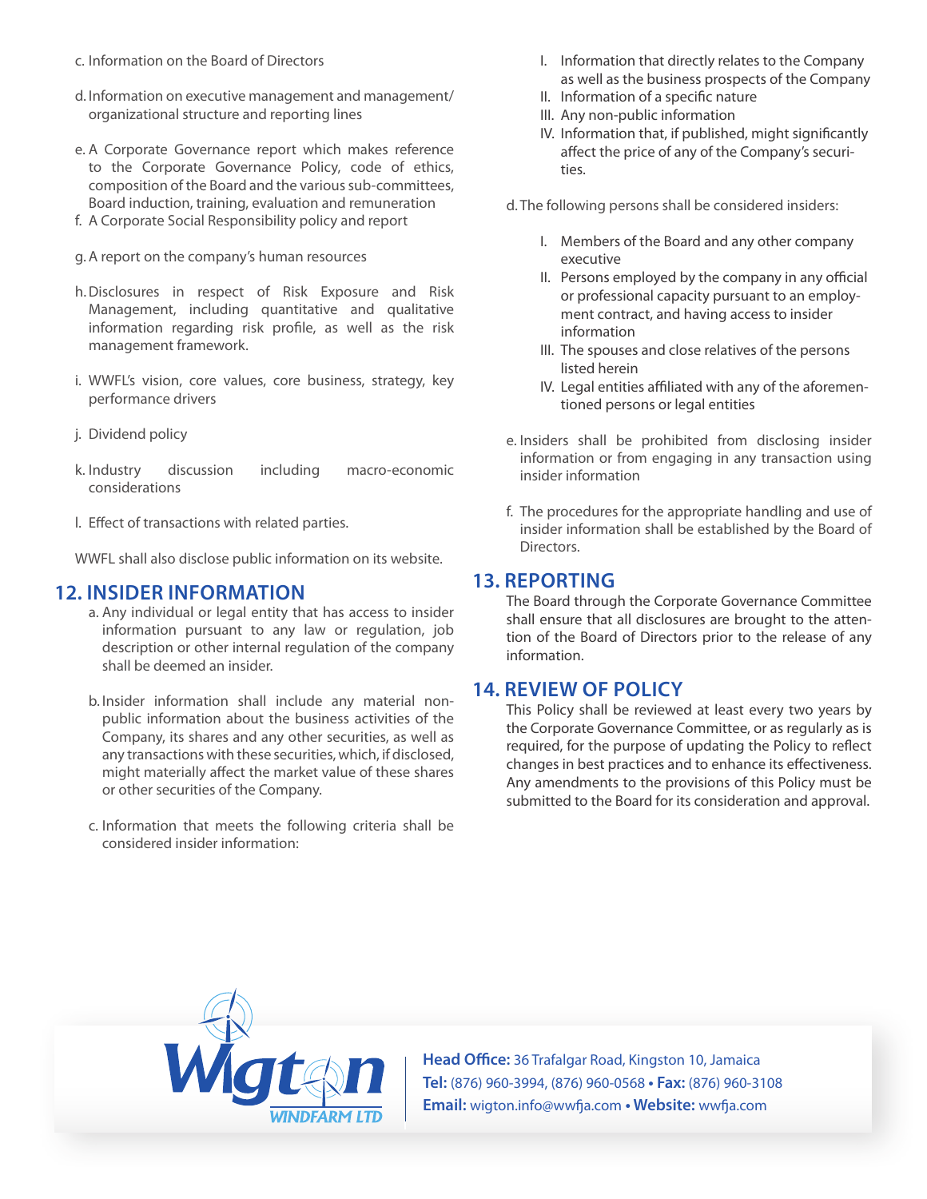c. Information on the Board of Directors

d. Information on executive management and management/ organizational structure and reporting lines

e. A Corporate Governance report which makes reference to the Corporate Governance Policy, code of ethics, composition of the Board and the various sub-committees, Board induction, training, evaluation and remuneration

f. A Corporate Social Responsibility policy and report

g. A report on the company's human resources

h. Disclosures in respect of Risk Exposure and Risk Management, including quantitative and qualitative information regarding risk profile, as well as the risk management framework.

i. WWFL's vision, core values, core business, strategy, key performance drivers

j. Dividend policy

k. Industry discussion including macro-economic considerations

l. Effect of transactions with related parties.

WWFL shall also disclose public information on its website.

## 12. INSIDER INFORMATION

a. Any individual or legal entity that has access to insider information pursuant to any law or regulation, job description or other internal regulation of the company shall be deemed an insider.

b. Insider information shall include any material non-public information about the business activities of the Company, its shares and any other securities, as well as any transactions with these securities, which, if disclosed, might materially affect the market value of these shares or other securities of the Company.

c. Information that meets the following criteria shall be considered insider information:

   I. Information that directly relates to the Company as well as the business prospects of the Company
   II. Information of a specific nature
   III. Any non-public information
   IV. Information that, if published, might significantly affect the price of any of the Company's securities.

d. The following persons shall be considered insiders:

   I. Members of the Board and any other company executive
   II. Persons employed by the company in any official or professional capacity pursuant to an employment contract, and having access to insider information
   III. The spouses and close relatives of the persons listed herein
   IV. Legal entities affiliated with any of the aforementioned persons or legal entities

e. Insiders shall be prohibited from disclosing insider information or from engaging in any transaction using insider information

f. The procedures for the appropriate handling and use of insider information shall be established by the Board of Directors.

## 13. REPORTING

The Board through the Corporate Governance Committee shall ensure that all disclosures are brought to the attention of the Board of Directors prior to the release of any information.

## 14. REVIEW OF POLICY

This Policy shall be reviewed at least every two years by the Corporate Governance Committee, or as regularly as is required, for the purpose of updating the Policy to reflect changes in best practices and to enhance its effectiveness. Any amendments to the provisions of this Policy must be submitted to the Board for its consideration and approval.

Wigton WINDFARM LTD

**Head Office:** 36 Trafalgar Road, Kingston 10, Jamaica
**Tel:** (876) 960-3994, (876) 960-0568 • **Fax:** (876) 960-3108
**Email:** wigton.info@wwfja.com • **Website:** wwfja.com